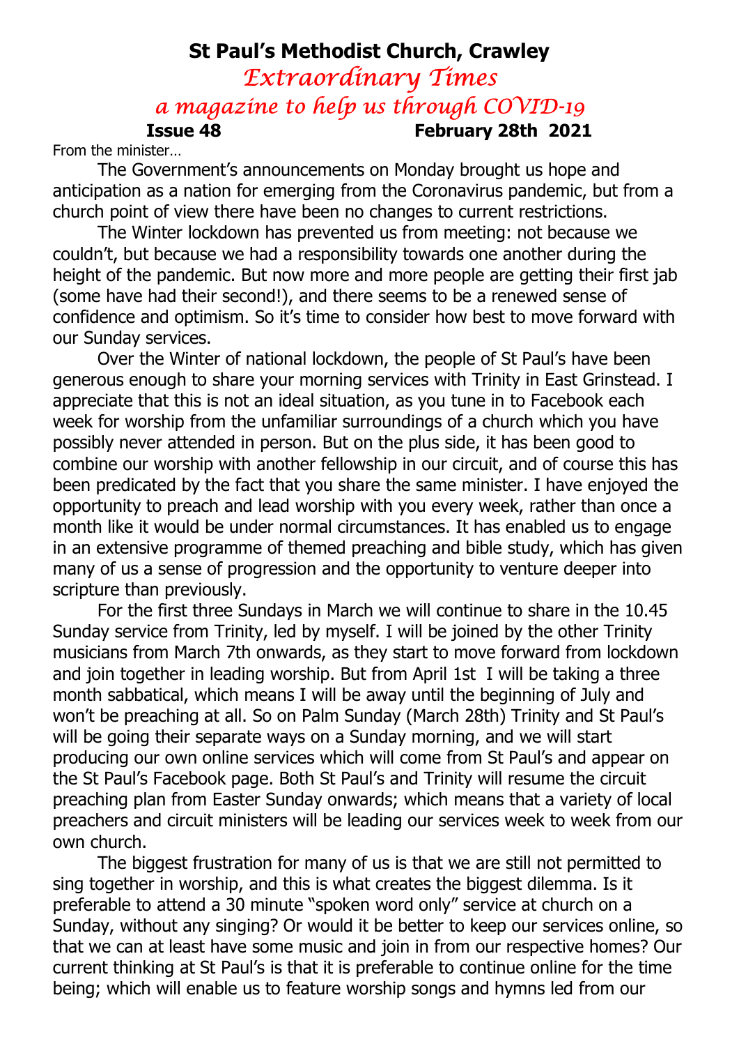# St Paul's Methodist Church, Crawley

## *Extraordinary Times*

### *a magazine to help us through COVID-19*

**Issue 48** **February 28th 2021**

From the minister…

The Government's announcements on Monday brought us hope and anticipation as a nation for emerging from the Coronavirus pandemic, but from a church point of view there have been no changes to current restrictions.

The Winter lockdown has prevented us from meeting: not because we couldn't, but because we had a responsibility towards one another during the height of the pandemic. But now more and more people are getting their first jab (some have had their second!), and there seems to be a renewed sense of confidence and optimism. So it's time to consider how best to move forward with our Sunday services.

Over the Winter of national lockdown, the people of St Paul's have been generous enough to share your morning services with Trinity in East Grinstead. I appreciate that this is not an ideal situation, as you tune in to Facebook each week for worship from the unfamiliar surroundings of a church which you have possibly never attended in person. But on the plus side, it has been good to combine our worship with another fellowship in our circuit, and of course this has been predicated by the fact that you share the same minister. I have enjoyed the opportunity to preach and lead worship with you every week, rather than once a month like it would be under normal circumstances. It has enabled us to engage in an extensive programme of themed preaching and bible study, which has given many of us a sense of progression and the opportunity to venture deeper into scripture than previously.

For the first three Sundays in March we will continue to share in the 10.45 Sunday service from Trinity, led by myself. I will be joined by the other Trinity musicians from March 7th onwards, as they start to move forward from lockdown and join together in leading worship. But from April 1st I will be taking a three month sabbatical, which means I will be away until the beginning of July and won't be preaching at all. So on Palm Sunday (March 28th) Trinity and St Paul's will be going their separate ways on a Sunday morning, and we will start producing our own online services which will come from St Paul's and appear on the St Paul's Facebook page. Both St Paul's and Trinity will resume the circuit preaching plan from Easter Sunday onwards; which means that a variety of local preachers and circuit ministers will be leading our services week to week from our own church.

The biggest frustration for many of us is that we are still not permitted to sing together in worship, and this is what creates the biggest dilemma. Is it preferable to attend a 30 minute "spoken word only" service at church on a Sunday, without any singing? Or would it be better to keep our services online, so that we can at least have some music and join in from our respective homes? Our current thinking at St Paul's is that it is preferable to continue online for the time being; which will enable us to feature worship songs and hymns led from our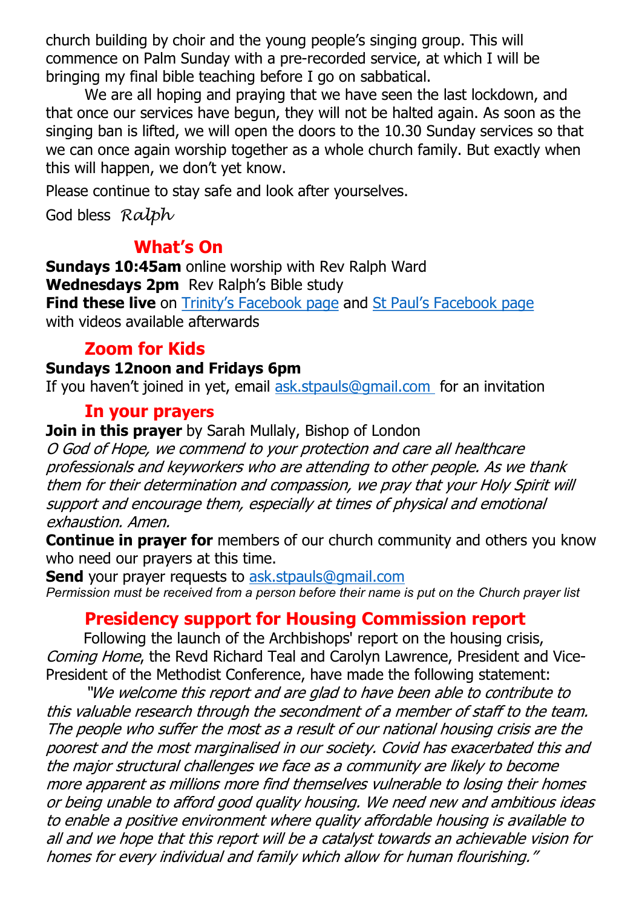church building by choir and the young people's singing group. This will commence on Palm Sunday with a pre-recorded service, at which I will be bringing my final bible teaching before I go on sabbatical.

We are all hoping and praying that we have seen the last lockdown, and that once our services have begun, they will not be halted again. As soon as the singing ban is lifted, we will open the doors to the 10.30 Sunday services so that we can once again worship together as a whole church family. But exactly when this will happen, we don't yet know.

Please continue to stay safe and look after yourselves.

God bless *Ralph*

## What's On

**Sundays 10:45am** online worship with Rev Ralph Ward
**Wednesdays 2pm** Rev Ralph's Bible study
**Find these live** on Trinity's Facebook page and St Paul's Facebook page with videos available afterwards

## Zoom for Kids

**Sundays 12noon and Fridays 6pm**
If you haven't joined in yet, email ask.stpauls@gmail.com for an invitation

## In your prayers

**Join in this prayer** by Sarah Mullaly, Bishop of London
*O God of Hope, we commend to your protection and care all healthcare professionals and keyworkers who are attending to other people. As we thank them for their determination and compassion, we pray that your Holy Spirit will support and encourage them, especially at times of physical and emotional exhaustion. Amen.*

**Continue in prayer for** members of our church community and others you know who need our prayers at this time.

**Send** your prayer requests to ask.stpauls@gmail.com
*Permission must be received from a person before their name is put on the Church prayer list*

## Presidency support for Housing Commission report

Following the launch of the Archbishops' report on the housing crisis, *Coming Home*, the Revd Richard Teal and Carolyn Lawrence, President and Vice-President of the Methodist Conference, have made the following statement:

*"We welcome this report and are glad to have been able to contribute to this valuable research through the secondment of a member of staff to the team. The people who suffer the most as a result of our national housing crisis are the poorest and the most marginalised in our society. Covid has exacerbated this and the major structural challenges we face as a community are likely to become more apparent as millions more find themselves vulnerable to losing their homes or being unable to afford good quality housing. We need new and ambitious ideas to enable a positive environment where quality affordable housing is available to all and we hope that this report will be a catalyst towards an achievable vision for homes for every individual and family which allow for human flourishing."*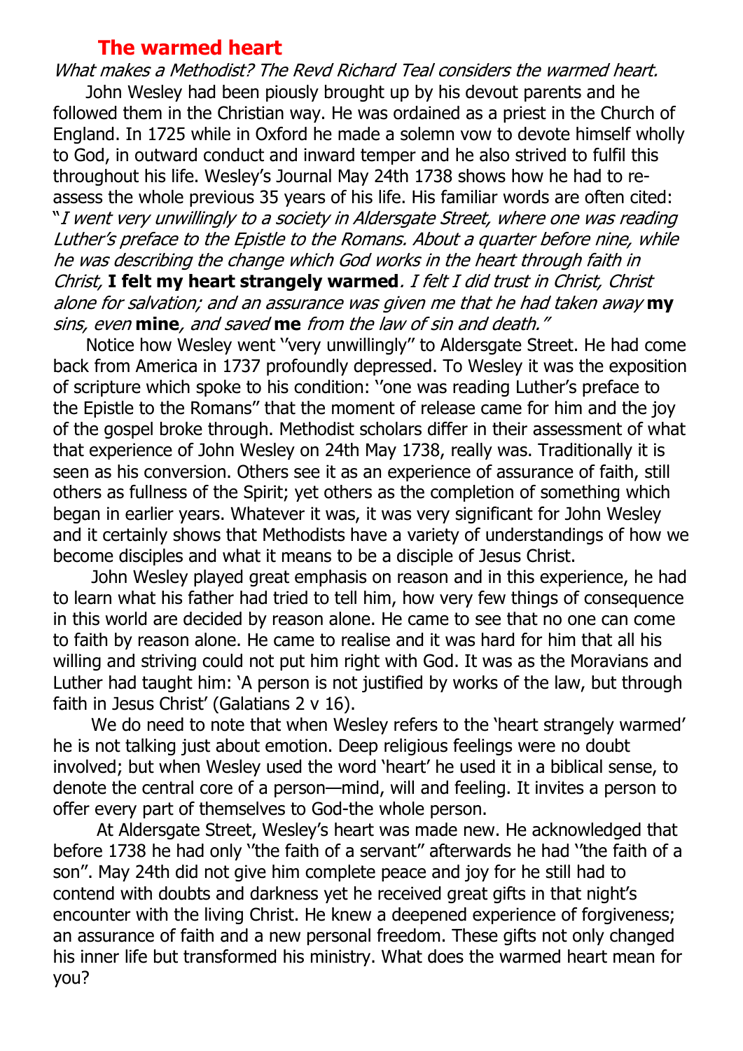## The warmed heart

*What makes a Methodist? The Revd Richard Teal considers the warmed heart.*

John Wesley had been piously brought up by his devout parents and he followed them in the Christian way. He was ordained as a priest in the Church of England. In 1725 while in Oxford he made a solemn vow to devote himself wholly to God, in outward conduct and inward temper and he also strived to fulfil this throughout his life. Wesley's Journal May 24th 1738 shows how he had to re-assess the whole previous 35 years of his life. His familiar words are often cited: "*I went very unwillingly to a society in Aldersgate Street, where one was reading Luther's preface to the Epistle to the Romans. About a quarter before nine, while he was describing the change which God works in the heart through faith in Christ,* **I felt my heart strangely warmed**. *I felt I did trust in Christ, Christ alone for salvation; and an assurance was given me that he had taken away* **my** *sins, even* **mine**, *and saved* **me** *from the law of sin and death."*

Notice how Wesley went "very unwillingly" to Aldersgate Street. He had come back from America in 1737 profoundly depressed. To Wesley it was the exposition of scripture which spoke to his condition: "one was reading Luther's preface to the Epistle to the Romans" that the moment of release came for him and the joy of the gospel broke through. Methodist scholars differ in their assessment of what that experience of John Wesley on 24th May 1738, really was. Traditionally it is seen as his conversion. Others see it as an experience of assurance of faith, still others as fullness of the Spirit; yet others as the completion of something which began in earlier years. Whatever it was, it was very significant for John Wesley and it certainly shows that Methodists have a variety of understandings of how we become disciples and what it means to be a disciple of Jesus Christ.

John Wesley played great emphasis on reason and in this experience, he had to learn what his father had tried to tell him, how very few things of consequence in this world are decided by reason alone. He came to see that no one can come to faith by reason alone. He came to realise and it was hard for him that all his willing and striving could not put him right with God. It was as the Moravians and Luther had taught him: 'A person is not justified by works of the law, but through faith in Jesus Christ' (Galatians 2 v 16).

We do need to note that when Wesley refers to the 'heart strangely warmed' he is not talking just about emotion. Deep religious feelings were no doubt involved; but when Wesley used the word 'heart' he used it in a biblical sense, to denote the central core of a person—mind, will and feeling. It invites a person to offer every part of themselves to God-the whole person.

At Aldersgate Street, Wesley's heart was made new. He acknowledged that before 1738 he had only "the faith of a servant" afterwards he had "the faith of a son". May 24th did not give him complete peace and joy for he still had to contend with doubts and darkness yet he received great gifts in that night's encounter with the living Christ. He knew a deepened experience of forgiveness; an assurance of faith and a new personal freedom. These gifts not only changed his inner life but transformed his ministry. What does the warmed heart mean for you?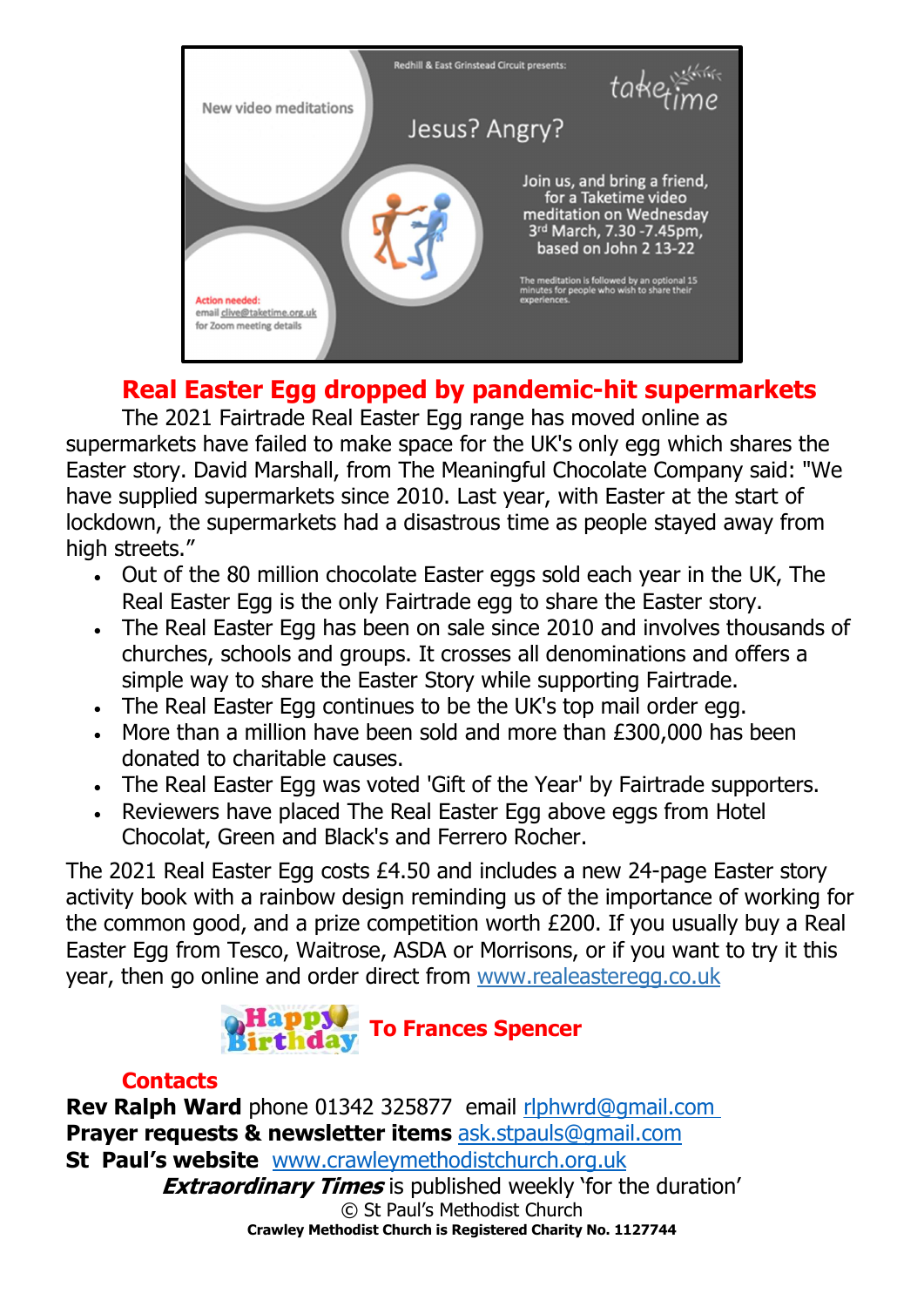Redhill & East Grinstead Circuit presents:

New video meditations

take time

Jesus? Angry?

Join us, and bring a friend, for a Taketime video meditation on Wednesday 3rd March, 7.30 -7.45pm, based on John 2 13-22

The meditation is followed by an optional 15 minutes for people who wish to share their experiences.

Action needed: email clive@taketime.org.uk for Zoom meeting details

## Real Easter Egg dropped by pandemic-hit supermarkets

The 2021 Fairtrade Real Easter Egg range has moved online as supermarkets have failed to make space for the UK's only egg which shares the Easter story. David Marshall, from The Meaningful Chocolate Company said: "We have supplied supermarkets since 2010. Last year, with Easter at the start of lockdown, the supermarkets had a disastrous time as people stayed away from high streets."

- Out of the 80 million chocolate Easter eggs sold each year in the UK, The Real Easter Egg is the only Fairtrade egg to share the Easter story.
- The Real Easter Egg has been on sale since 2010 and involves thousands of churches, schools and groups. It crosses all denominations and offers a simple way to share the Easter Story while supporting Fairtrade.
- The Real Easter Egg continues to be the UK's top mail order egg.
- More than a million have been sold and more than £300,000 has been donated to charitable causes.
- The Real Easter Egg was voted 'Gift of the Year' by Fairtrade supporters.
- Reviewers have placed The Real Easter Egg above eggs from Hotel Chocolat, Green and Black's and Ferrero Rocher.

The 2021 Real Easter Egg costs £4.50 and includes a new 24-page Easter story activity book with a rainbow design reminding us of the importance of working for the common good, and a prize competition worth £200. If you usually buy a Real Easter Egg from Tesco, Waitrose, ASDA or Morrisons, or if you want to try it this year, then go online and order direct from www.realeasteregg.co.uk

Happy Birthday **To Frances Spencer**

### Contacts

**Rev Ralph Ward** phone 01342 325877 email rlphwrd@gmail.com
**Prayer requests & newsletter items** ask.stpauls@gmail.com
**St Paul's website** www.crawleymethodistchurch.org.uk

***Extraordinary Times*** is published weekly 'for the duration'

© St Paul's Methodist Church

**Crawley Methodist Church is Registered Charity No. 1127744**